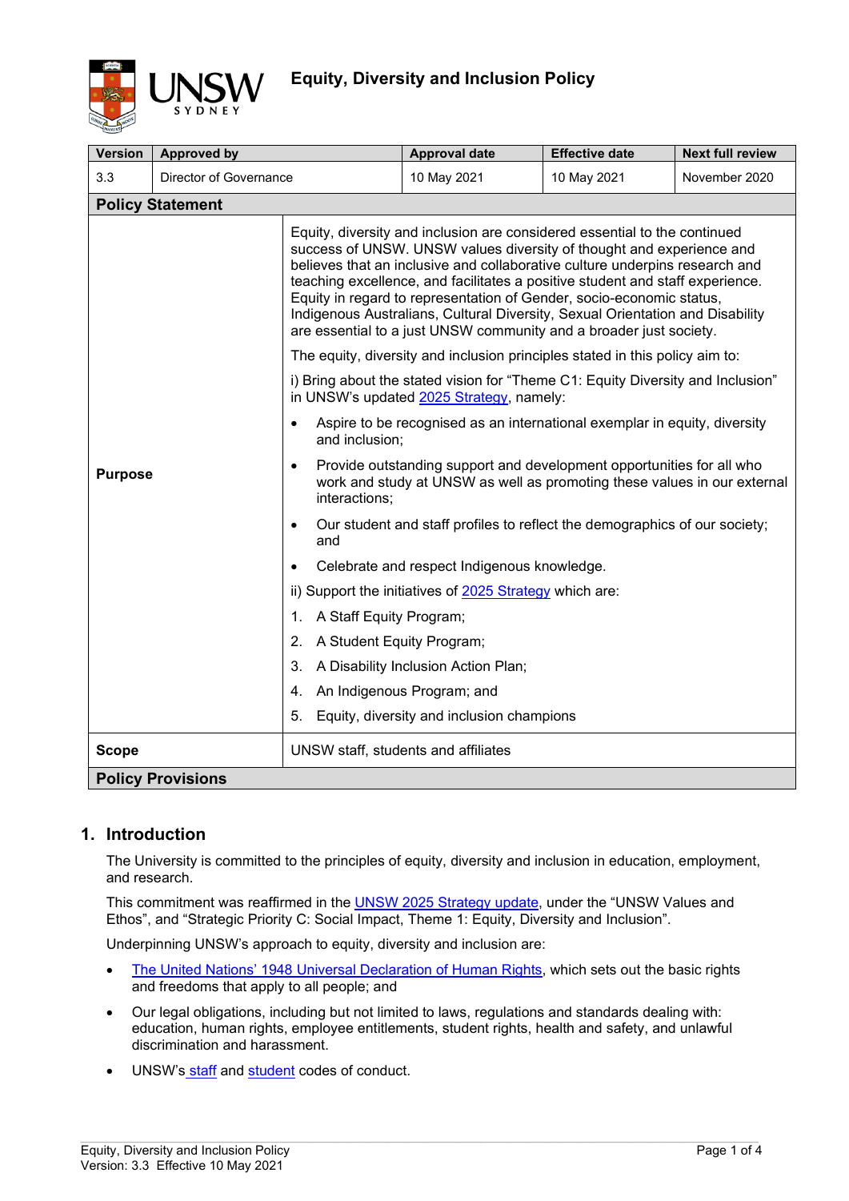# Equity, Diversity and Inclusion Policy

| Version | Approved by | Approval date | Effective date | Next full review |
|---|---|---|---|---|
| 3.3 | Director of Governance | 10 May 2021 | 10 May 2021 | November 2020 |

## Policy Statement

| | |
|---|---|
| **Purpose** | Equity, diversity and inclusion are considered essential to the continued success of UNSW. UNSW values diversity of thought and experience and believes that an inclusive and collaborative culture underpins research and teaching excellence, and facilitates a positive student and staff experience. Equity in regard to representation of Gender, socio-economic status, Indigenous Australians, Cultural Diversity, Sexual Orientation and Disability are essential to a just UNSW community and a broader just society.<br><br>The equity, diversity and inclusion principles stated in this policy aim to:<br><br>i) Bring about the stated vision for "Theme C1: Equity Diversity and Inclusion" in UNSW's updated 2025 Strategy, namely:<br>• Aspire to be recognised as an international exemplar in equity, diversity and inclusion;<br>• Provide outstanding support and development opportunities for all who work and study at UNSW as well as promoting these values in our external interactions;<br>• Our student and staff profiles to reflect the demographics of our society; and<br>• Celebrate and respect Indigenous knowledge.<br><br>ii) Support the initiatives of 2025 Strategy which are:<br>1. A Staff Equity Program;<br>2. A Student Equity Program;<br>3. A Disability Inclusion Action Plan;<br>4. An Indigenous Program; and<br>5. Equity, diversity and inclusion champions |
| **Scope** | UNSW staff, students and affiliates |

## Policy Provisions

## 1. Introduction

The University is committed to the principles of equity, diversity and inclusion in education, employment, and research.

This commitment was reaffirmed in the UNSW 2025 Strategy update, under the "UNSW Values and Ethos", and "Strategic Priority C: Social Impact, Theme 1: Equity, Diversity and Inclusion".

Underpinning UNSW's approach to equity, diversity and inclusion are:

- The United Nations' 1948 Universal Declaration of Human Rights, which sets out the basic rights and freedoms that apply to all people; and
- Our legal obligations, including but not limited to laws, regulations and standards dealing with: education, human rights, employee entitlements, student rights, health and safety, and unlawful discrimination and harassment.
- UNSW's staff and student codes of conduct.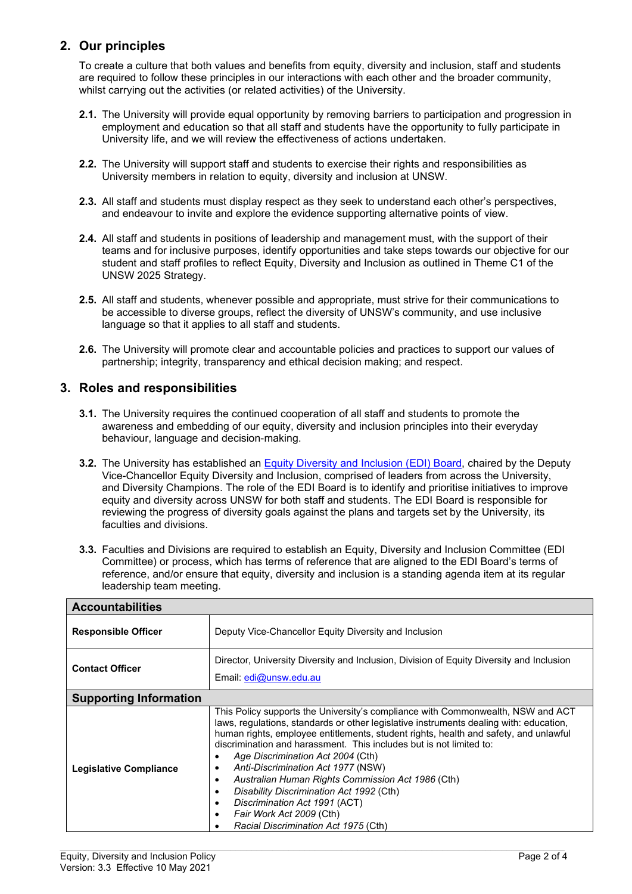## 2. Our principles

To create a culture that both values and benefits from equity, diversity and inclusion, staff and students are required to follow these principles in our interactions with each other and the broader community, whilst carrying out the activities (or related activities) of the University.

**2.1.** The University will provide equal opportunity by removing barriers to participation and progression in employment and education so that all staff and students have the opportunity to fully participate in University life, and we will review the effectiveness of actions undertaken.

**2.2.** The University will support staff and students to exercise their rights and responsibilities as University members in relation to equity, diversity and inclusion at UNSW.

**2.3.** All staff and students must display respect as they seek to understand each other's perspectives, and endeavour to invite and explore the evidence supporting alternative points of view.

**2.4.** All staff and students in positions of leadership and management must, with the support of their teams and for inclusive purposes, identify opportunities and take steps towards our objective for our student and staff profiles to reflect Equity, Diversity and Inclusion as outlined in Theme C1 of the UNSW 2025 Strategy.

**2.5.** All staff and students, whenever possible and appropriate, must strive for their communications to be accessible to diverse groups, reflect the diversity of UNSW's community, and use inclusive language so that it applies to all staff and students.

**2.6.** The University will promote clear and accountable policies and practices to support our values of partnership; integrity, transparency and ethical decision making; and respect.

## 3. Roles and responsibilities

**3.1.** The University requires the continued cooperation of all staff and students to promote the awareness and embedding of our equity, diversity and inclusion principles into their everyday behaviour, language and decision-making.

**3.2.** The University has established an [Equity Diversity and Inclusion (EDI) Board](), chaired by the Deputy Vice-Chancellor Equity Diversity and Inclusion, comprised of leaders from across the University, and Diversity Champions. The role of the EDI Board is to identify and prioritise initiatives to improve equity and diversity across UNSW for both staff and students. The EDI Board is responsible for reviewing the progress of diversity goals against the plans and targets set by the University, its faculties and divisions.

**3.3.** Faculties and Divisions are required to establish an Equity, Diversity and Inclusion Committee (EDI Committee) or process, which has terms of reference that are aligned to the EDI Board's terms of reference, and/or ensure that equity, diversity and inclusion is a standing agenda item at its regular leadership team meeting.

| **Accountabilities** | |
|---|---|
| **Responsible Officer** | Deputy Vice-Chancellor Equity Diversity and Inclusion |
| **Contact Officer** | Director, University Diversity and Inclusion, Division of Equity Diversity and Inclusion<br>Email: edi@unsw.edu.au |
| **Supporting Information** | |
| **Legislative Compliance** | This Policy supports the University's compliance with Commonwealth, NSW and ACT laws, regulations, standards or other legislative instruments dealing with: education, human rights, employee entitlements, student rights, health and safety, and unlawful discrimination and harassment. This includes but is not limited to:<br>• *Age Discrimination Act 2004* (Cth)<br>• *Anti-Discrimination Act 1977* (NSW)<br>• *Australian Human Rights Commission Act 1986* (Cth)<br>• *Disability Discrimination Act 1992* (Cth)<br>• *Discrimination Act 1991* (ACT)<br>• *Fair Work Act 2009* (Cth)<br>• *Racial Discrimination Act 1975* (Cth) |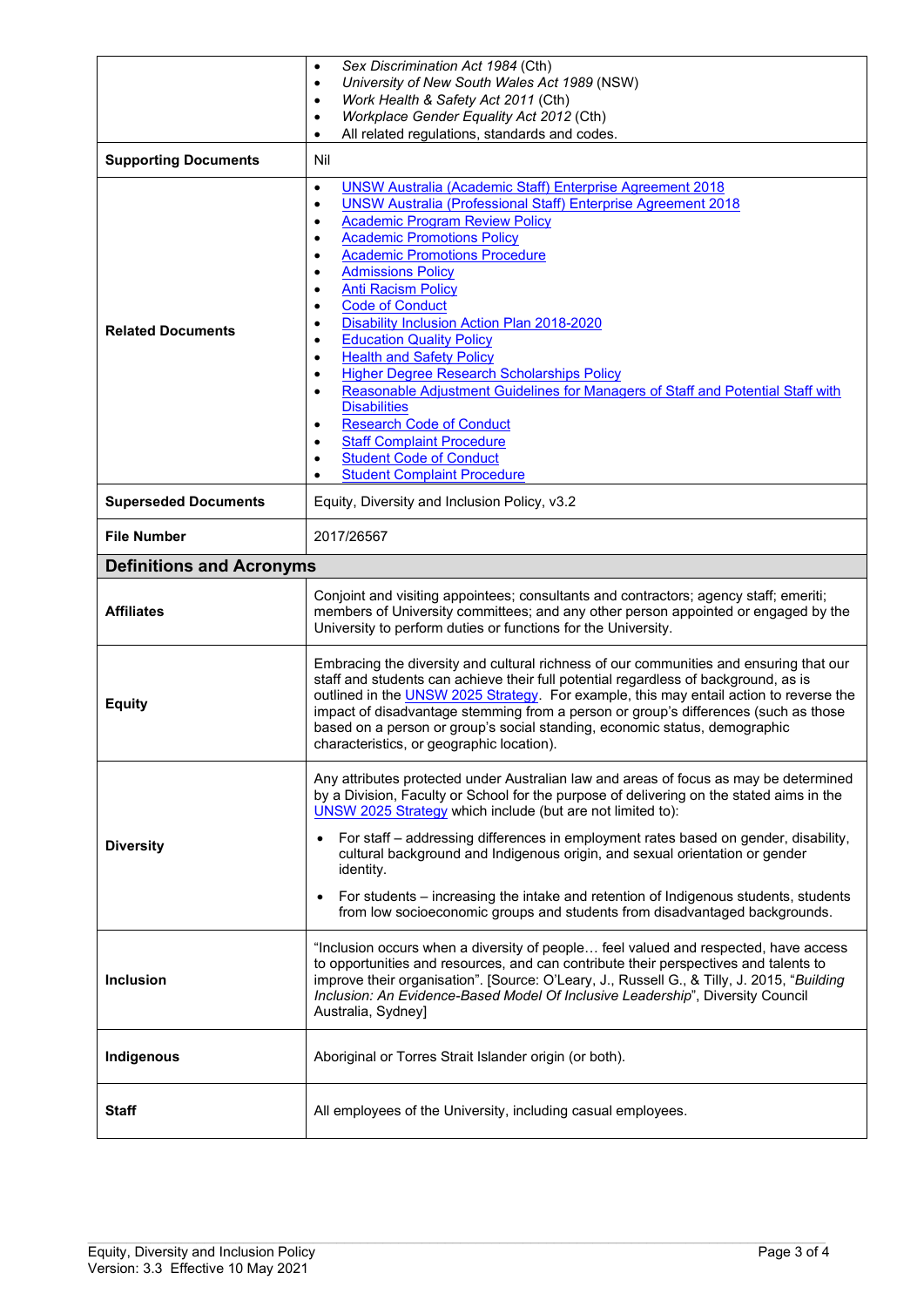| | |
|---|---|
| | • *Sex Discrimination Act 1984* (Cth)<br>• *University of New South Wales Act 1989* (NSW)<br>• *Work Health & Safety Act 2011* (Cth)<br>• *Workplace Gender Equality Act 2012* (Cth)<br>• All related regulations, standards and codes. |
| **Supporting Documents** | Nil |
| **Related Documents** | • UNSW Australia (Academic Staff) Enterprise Agreement 2018<br>• UNSW Australia (Professional Staff) Enterprise Agreement 2018<br>• Academic Program Review Policy<br>• Academic Promotions Policy<br>• Academic Promotions Procedure<br>• Admissions Policy<br>• Anti Racism Policy<br>• Code of Conduct<br>• Disability Inclusion Action Plan 2018-2020<br>• Education Quality Policy<br>• Health and Safety Policy<br>• Higher Degree Research Scholarships Policy<br>• Reasonable Adjustment Guidelines for Managers of Staff and Potential Staff with Disabilities<br>• Research Code of Conduct<br>• Staff Complaint Procedure<br>• Student Code of Conduct<br>• Student Complaint Procedure |
| **Superseded Documents** | Equity, Diversity and Inclusion Policy, v3.2 |
| **File Number** | 2017/26567 |

## Definitions and Acronyms

| | |
|---|---|
| **Affiliates** | Conjoint and visiting appointees; consultants and contractors; agency staff; emeriti; members of University committees; and any other person appointed or engaged by the University to perform duties or functions for the University. |
| **Equity** | Embracing the diversity and cultural richness of our communities and ensuring that our staff and students can achieve their full potential regardless of background, as is outlined in the UNSW 2025 Strategy. For example, this may entail action to reverse the impact of disadvantage stemming from a person or group's differences (such as those based on a person or group's social standing, economic status, demographic characteristics, or geographic location). |
| **Diversity** | Any attributes protected under Australian law and areas of focus as may be determined by a Division, Faculty or School for the purpose of delivering on the stated aims in the UNSW 2025 Strategy which include (but are not limited to):<br>• For staff – addressing differences in employment rates based on gender, disability, cultural background and Indigenous origin, and sexual orientation or gender identity.<br>• For students – increasing the intake and retention of Indigenous students, students from low socioeconomic groups and students from disadvantaged backgrounds. |
| **Inclusion** | "Inclusion occurs when a diversity of people… feel valued and respected, have access to opportunities and resources, and can contribute their perspectives and talents to improve their organisation". [Source: O'Leary, J., Russell G., & Tilly, J. 2015, "*Building Inclusion: An Evidence-Based Model Of Inclusive Leadership*", Diversity Council Australia, Sydney] |
| **Indigenous** | Aboriginal or Torres Strait Islander origin (or both). |
| **Staff** | All employees of the University, including casual employees. |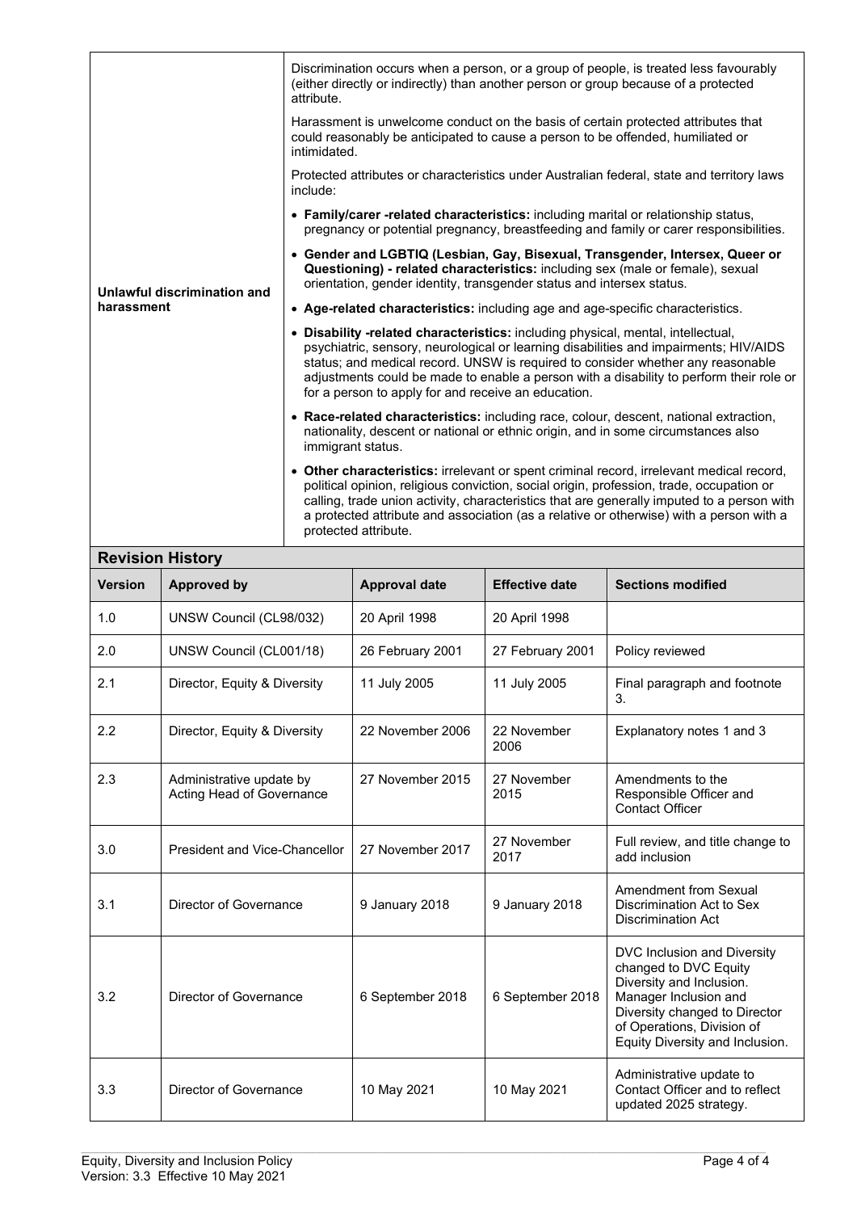| | |
|---|---|
| **Unlawful discrimination and harassment** | Discrimination occurs when a person, or a group of people, is treated less favourably (either directly or indirectly) than another person or group because of a protected attribute.<br><br>Harassment is unwelcome conduct on the basis of certain protected attributes that could reasonably be anticipated to cause a person to be offended, humiliated or intimidated.<br><br>Protected attributes or characteristics under Australian federal, state and territory laws include:<br><br>• **Family/carer -related characteristics:** including marital or relationship status, pregnancy or potential pregnancy, breastfeeding and family or carer responsibilities.<br>• **Gender and LGBTIQ (Lesbian, Gay, Bisexual, Transgender, Intersex, Queer or Questioning) - related characteristics:** including sex (male or female), sexual orientation, gender identity, transgender status and intersex status.<br>• **Age-related characteristics:** including age and age-specific characteristics.<br>• **Disability -related characteristics:** including physical, mental, intellectual, psychiatric, sensory, neurological or learning disabilities and impairments; HIV/AIDS status; and medical record. UNSW is required to consider whether any reasonable adjustments could be made to enable a person with a disability to perform their role or for a person to apply for and receive an education.<br>• **Race-related characteristics:** including race, colour, descent, national extraction, nationality, descent or national or ethnic origin, and in some circumstances also immigrant status.<br>• **Other characteristics:** irrelevant or spent criminal record, irrelevant medical record, political opinion, religious conviction, social origin, profession, trade, occupation or calling, trade union activity, characteristics that are generally imputed to a person with a protected attribute and association (as a relative or otherwise) with a person with a protected attribute. |

## Revision History

| Version | Approved by | Approval date | Effective date | Sections modified |
|---|---|---|---|---|
| 1.0 | UNSW Council (CL98/032) | 20 April 1998 | 20 April 1998 | |
| 2.0 | UNSW Council (CL001/18) | 26 February 2001 | 27 February 2001 | Policy reviewed |
| 2.1 | Director, Equity & Diversity | 11 July 2005 | 11 July 2005 | Final paragraph and footnote 3. |
| 2.2 | Director, Equity & Diversity | 22 November 2006 | 22 November 2006 | Explanatory notes 1 and 3 |
| 2.3 | Administrative update by Acting Head of Governance | 27 November 2015 | 27 November 2015 | Amendments to the Responsible Officer and Contact Officer |
| 3.0 | President and Vice-Chancellor | 27 November 2017 | 27 November 2017 | Full review, and title change to add inclusion |
| 3.1 | Director of Governance | 9 January 2018 | 9 January 2018 | Amendment from Sexual Discrimination Act to Sex Discrimination Act |
| 3.2 | Director of Governance | 6 September 2018 | 6 September 2018 | DVC Inclusion and Diversity changed to DVC Equity Diversity and Inclusion. Manager Inclusion and Diversity changed to Director of Operations, Division of Equity Diversity and Inclusion. |
| 3.3 | Director of Governance | 10 May 2021 | 10 May 2021 | Administrative update to Contact Officer and to reflect updated 2025 strategy. |